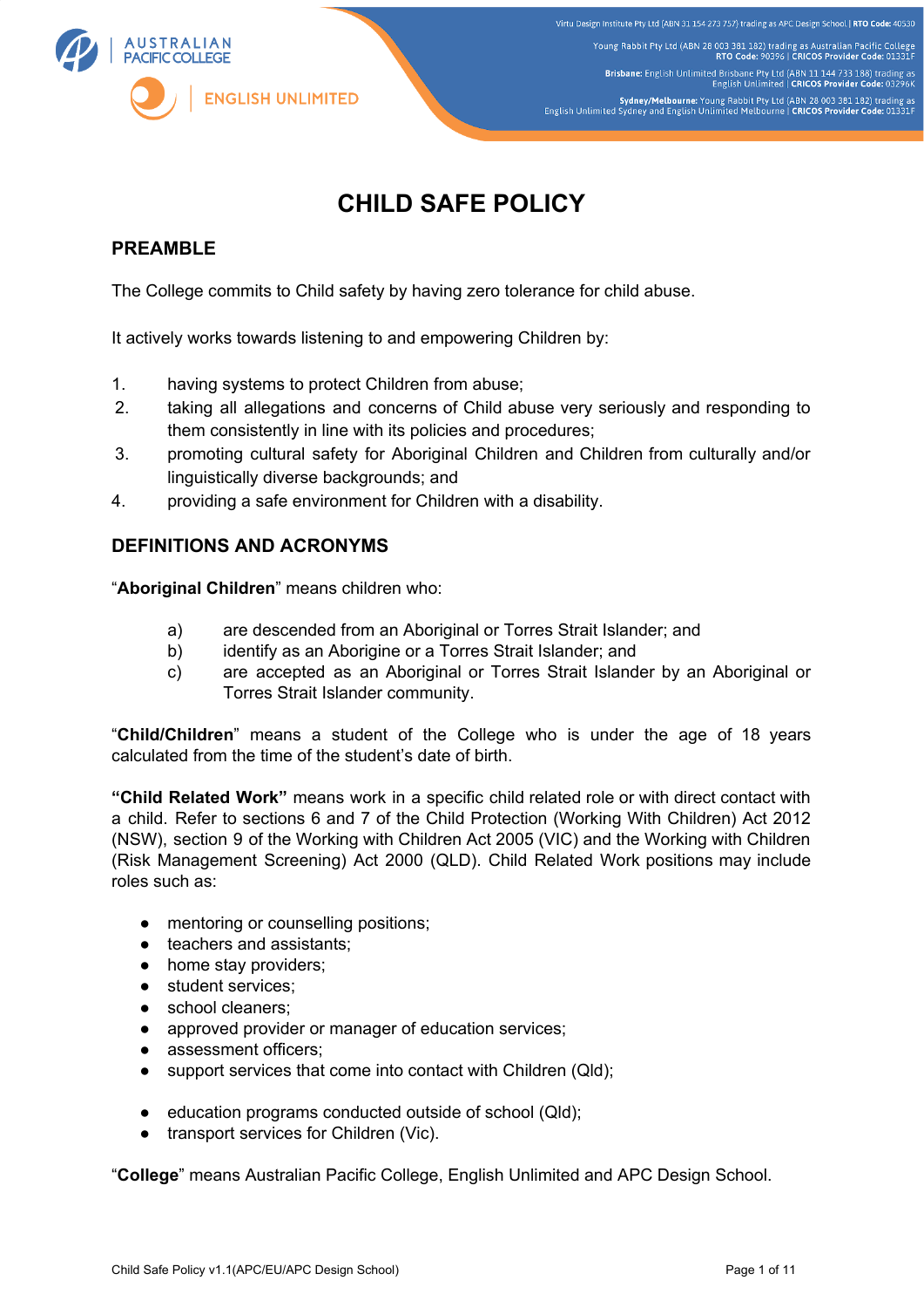# CHILD SAFE POLICY

## PREAMBLE

The College commits to Child safety by having zero tolerance for child abuse.

It actively works towards listening to and empowering Children by:

1. having systems to protect Children from abuse;
2. taking all allegations and concerns of Child abuse very seriously and responding to them consistently in line with its policies and procedures;
3. promoting cultural safety for Aboriginal Children and Children from culturally and/or linguistically diverse backgrounds; and
4. providing a safe environment for Children with a disability.

## DEFINITIONS AND ACRONYMS

"**Aboriginal Children**" means children who:

a) are descended from an Aboriginal or Torres Strait Islander; and
b) identify as an Aborigine or a Torres Strait Islander; and
c) are accepted as an Aboriginal or Torres Strait Islander by an Aboriginal or Torres Strait Islander community.

"**Child/Children**" means a student of the College who is under the age of 18 years calculated from the time of the student's date of birth.

**"Child Related Work"** means work in a specific child related role or with direct contact with a child. Refer to sections 6 and 7 of the Child Protection (Working With Children) Act 2012 (NSW), section 9 of the Working with Children Act 2005 (VIC) and the Working with Children (Risk Management Screening) Act 2000 (QLD). Child Related Work positions may include roles such as:

- mentoring or counselling positions;
- teachers and assistants;
- home stay providers;
- student services;
- school cleaners;
- approved provider or manager of education services;
- assessment officers;
- support services that come into contact with Children (Qld);
- education programs conducted outside of school (Qld);
- transport services for Children (Vic).

"**College**" means Australian Pacific College, English Unlimited and APC Design School.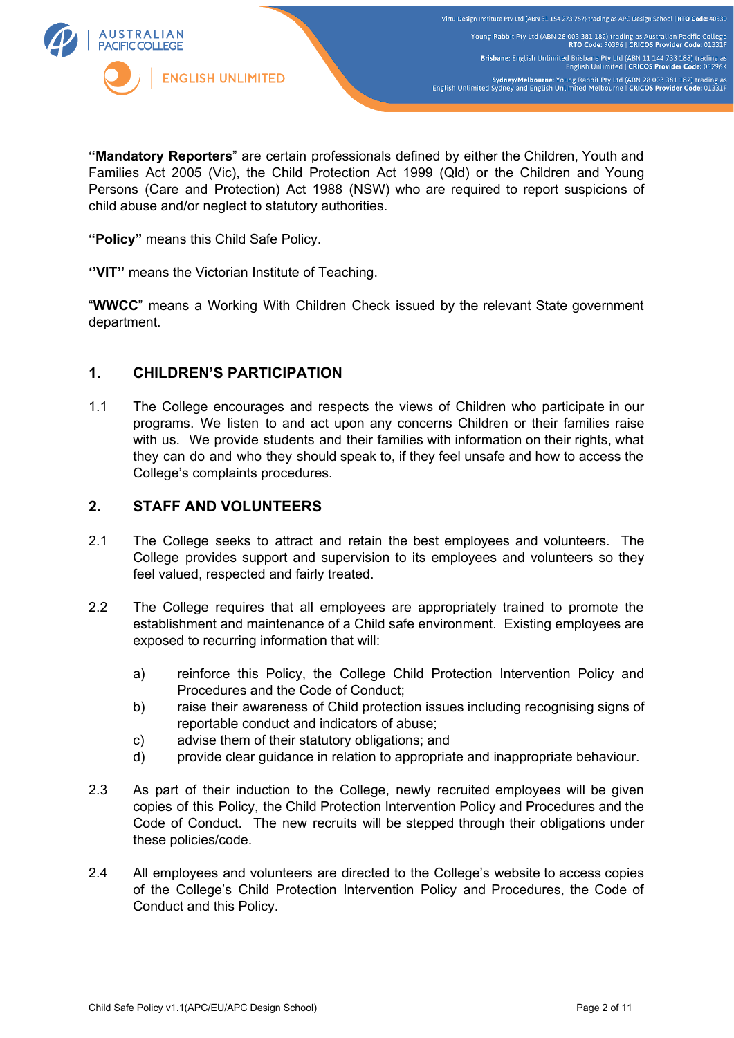**"Mandatory Reporters**" are certain professionals defined by either the Children, Youth and Families Act 2005 (Vic), the Child Protection Act 1999 (Qld) or the Children and Young Persons (Care and Protection) Act 1988 (NSW) who are required to report suspicions of child abuse and/or neglect to statutory authorities.

**"Policy"** means this Child Safe Policy.

**''VIT''** means the Victorian Institute of Teaching.

"**WWCC**" means a Working With Children Check issued by the relevant State government department.

## 1. CHILDREN'S PARTICIPATION

1.1 The College encourages and respects the views of Children who participate in our programs. We listen to and act upon any concerns Children or their families raise with us. We provide students and their families with information on their rights, what they can do and who they should speak to, if they feel unsafe and how to access the College's complaints procedures.

## 2. STAFF AND VOLUNTEERS

2.1 The College seeks to attract and retain the best employees and volunteers. The College provides support and supervision to its employees and volunteers so they feel valued, respected and fairly treated.

2.2 The College requires that all employees are appropriately trained to promote the establishment and maintenance of a Child safe environment. Existing employees are exposed to recurring information that will:

a) reinforce this Policy, the College Child Protection Intervention Policy and Procedures and the Code of Conduct;
b) raise their awareness of Child protection issues including recognising signs of reportable conduct and indicators of abuse;
c) advise them of their statutory obligations; and
d) provide clear guidance in relation to appropriate and inappropriate behaviour.

2.3 As part of their induction to the College, newly recruited employees will be given copies of this Policy, the Child Protection Intervention Policy and Procedures and the Code of Conduct. The new recruits will be stepped through their obligations under these policies/code.

2.4 All employees and volunteers are directed to the College's website to access copies of the College's Child Protection Intervention Policy and Procedures, the Code of Conduct and this Policy.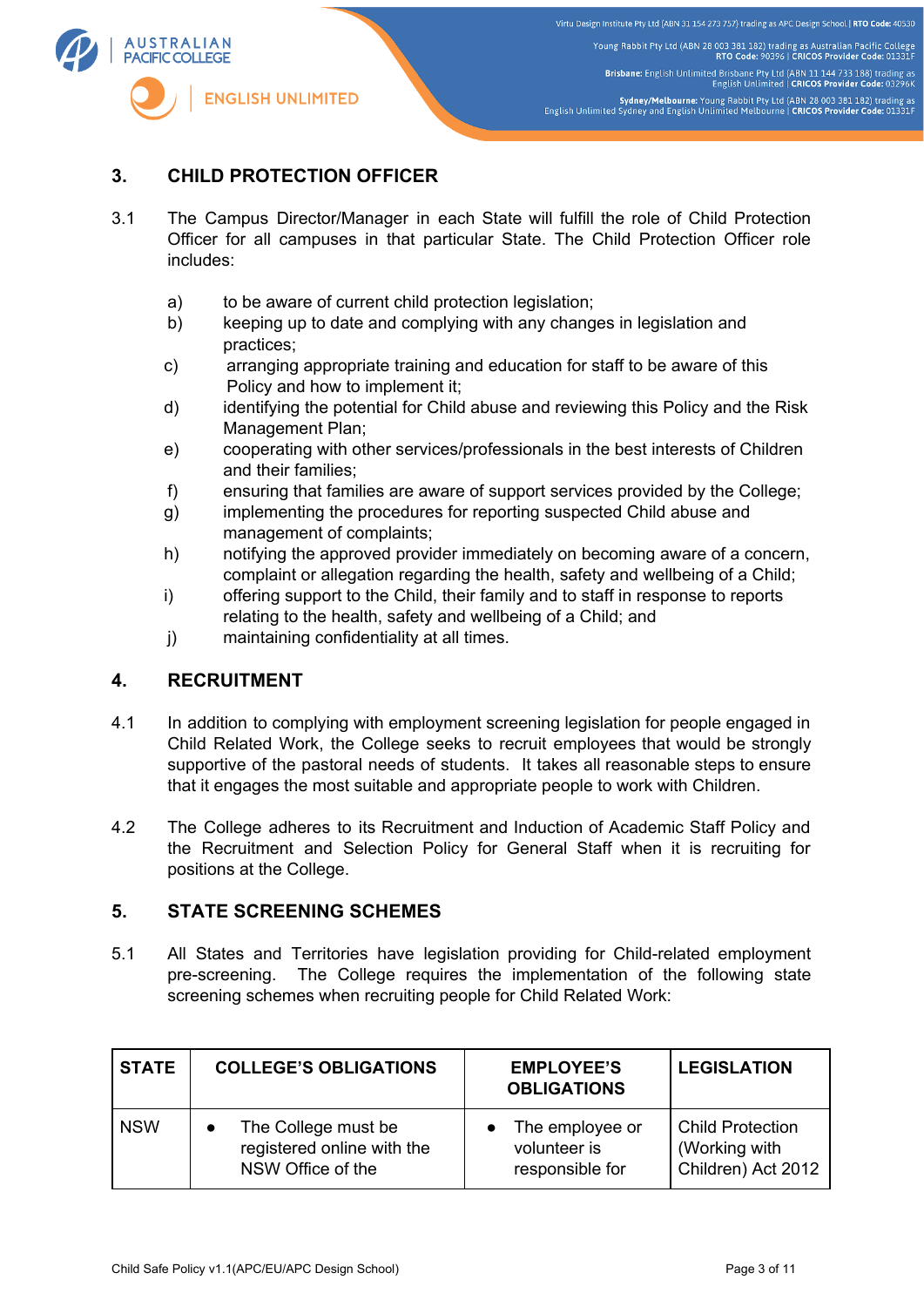## 3. CHILD PROTECTION OFFICER

3.1 The Campus Director/Manager in each State will fulfill the role of Child Protection Officer for all campuses in that particular State. The Child Protection Officer role includes:

a) to be aware of current child protection legislation;
b) keeping up to date and complying with any changes in legislation and practices;
c) arranging appropriate training and education for staff to be aware of this Policy and how to implement it;
d) identifying the potential for Child abuse and reviewing this Policy and the Risk Management Plan;
e) cooperating with other services/professionals in the best interests of Children and their families;
f) ensuring that families are aware of support services provided by the College;
g) implementing the procedures for reporting suspected Child abuse and management of complaints;
h) notifying the approved provider immediately on becoming aware of a concern, complaint or allegation regarding the health, safety and wellbeing of a Child;
i) offering support to the Child, their family and to staff in response to reports relating to the health, safety and wellbeing of a Child; and
j) maintaining confidentiality at all times.

## 4. RECRUITMENT

4.1 In addition to complying with employment screening legislation for people engaged in Child Related Work, the College seeks to recruit employees that would be strongly supportive of the pastoral needs of students. It takes all reasonable steps to ensure that it engages the most suitable and appropriate people to work with Children.

4.2 The College adheres to its Recruitment and Induction of Academic Staff Policy and the Recruitment and Selection Policy for General Staff when it is recruiting for positions at the College.

## 5. STATE SCREENING SCHEMES

5.1 All States and Territories have legislation providing for Child-related employment pre-screening. The College requires the implementation of the following state screening schemes when recruiting people for Child Related Work:

| STATE | COLLEGE'S OBLIGATIONS | EMPLOYEE'S OBLIGATIONS | LEGISLATION |
|---|---|---|---|
| NSW | • The College must be registered online with the NSW Office of the | • The employee or volunteer is responsible for | Child Protection (Working with Children) Act 2012 |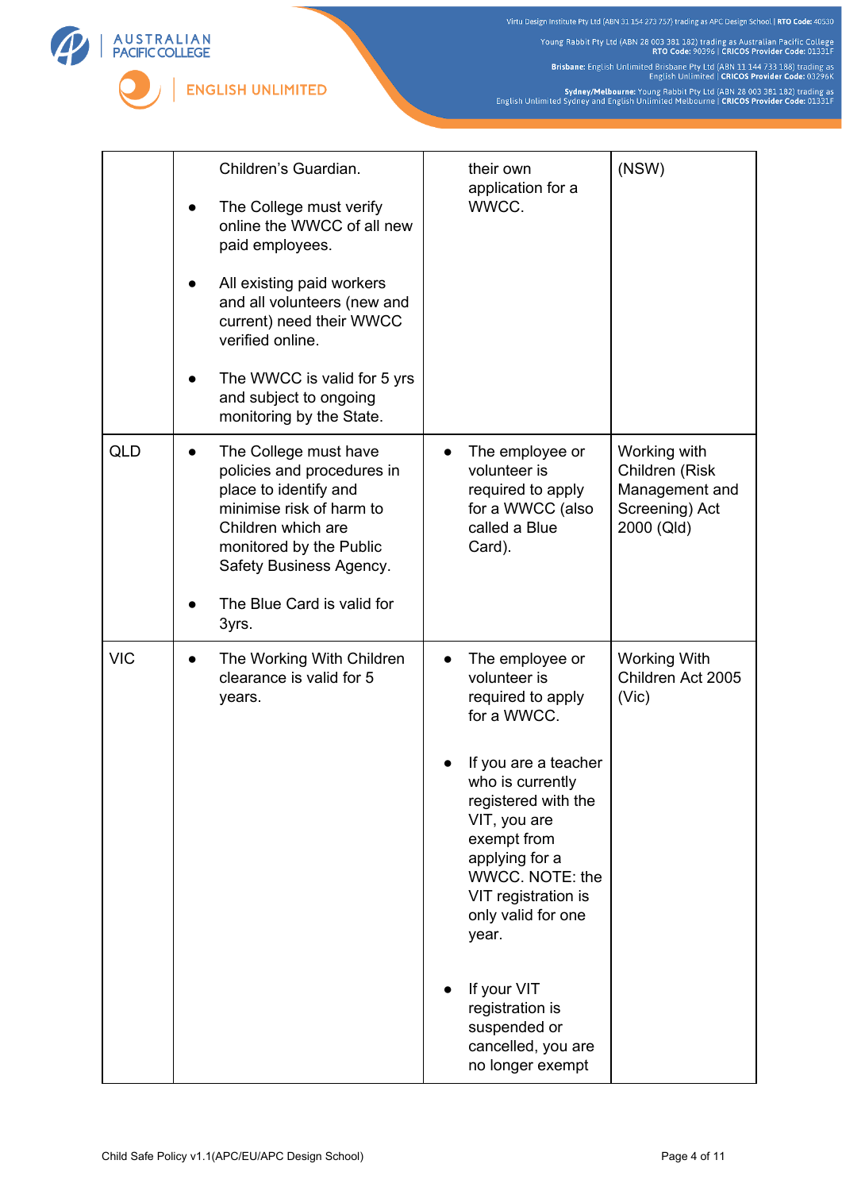|  |  |  |  |
|---|---|---|---|
|  | Children's Guardian.<br><br>● The College must verify online the WWCC of all new paid employees.<br><br>● All existing paid workers and all volunteers (new and current) need their WWCC verified online.<br><br>● The WWCC is valid for 5 yrs and subject to ongoing monitoring by the State. | their own application for a WWCC. | (NSW) |
| QLD | ● The College must have policies and procedures in place to identify and minimise risk of harm to Children which are monitored by the Public Safety Business Agency.<br><br>● The Blue Card is valid for 3yrs. | ● The employee or volunteer is required to apply for a WWCC (also called a Blue Card). | Working with Children (Risk Management and Screening) Act 2000 (Qld) |
| VIC | ● The Working With Children clearance is valid for 5 years. | ● The employee or volunteer is required to apply for a WWCC.<br><br>● If you are a teacher who is currently registered with the VIT, you are exempt from applying for a WWCC. NOTE: the VIT registration is only valid for one year.<br><br>● If your VIT registration is suspended or cancelled, you are no longer exempt | Working With Children Act 2005 (Vic) |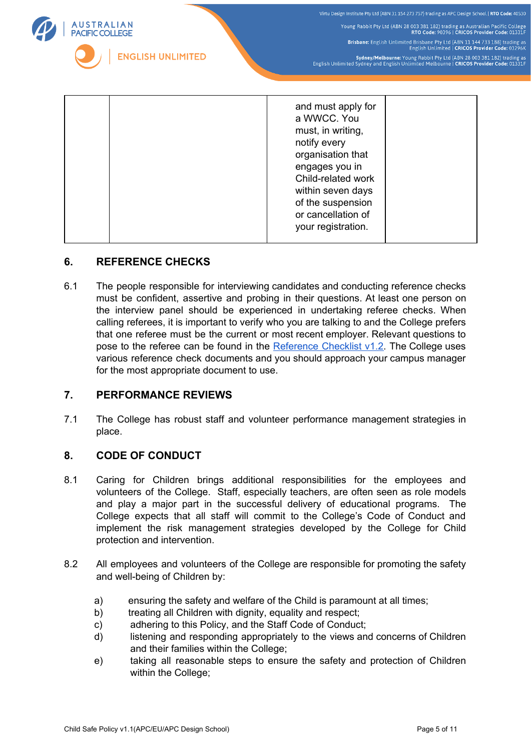|  |  | and must apply for a WWCC. You must, in writing, notify every organisation that engages you in Child-related work within seven days of the suspension or cancellation of your registration. |  |
|---|---|---|---|

## 6. REFERENCE CHECKS

6.1 The people responsible for interviewing candidates and conducting reference checks must be confident, assertive and probing in their questions. At least one person on the interview panel should be experienced in undertaking referee checks. When calling referees, it is important to verify who you are talking to and the College prefers that one referee must be the current or most recent employer. Relevant questions to pose to the referee can be found in the [Reference Checklist v1.2](). The College uses various reference check documents and you should approach your campus manager for the most appropriate document to use.

## 7. PERFORMANCE REVIEWS

7.1 The College has robust staff and volunteer performance management strategies in place.

## 8. CODE OF CONDUCT

8.1 Caring for Children brings additional responsibilities for the employees and volunteers of the College. Staff, especially teachers, are often seen as role models and play a major part in the successful delivery of educational programs. The College expects that all staff will commit to the College's Code of Conduct and implement the risk management strategies developed by the College for Child protection and intervention.

8.2 All employees and volunteers of the College are responsible for promoting the safety and well-being of Children by:

a) ensuring the safety and welfare of the Child is paramount at all times;
b) treating all Children with dignity, equality and respect;
c) adhering to this Policy, and the Staff Code of Conduct;
d) listening and responding appropriately to the views and concerns of Children and their families within the College;
e) taking all reasonable steps to ensure the safety and protection of Children within the College;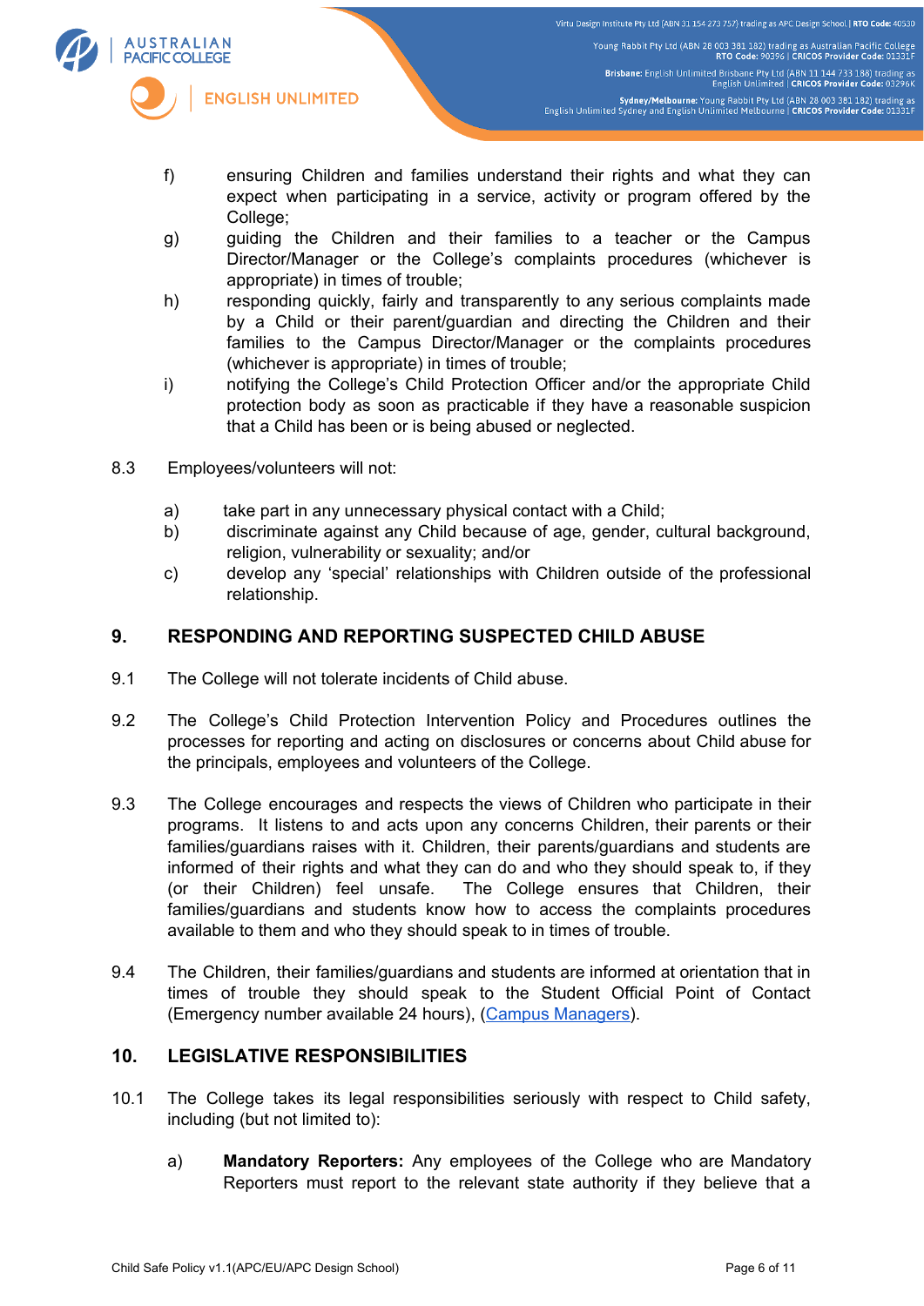f) ensuring Children and families understand their rights and what they can expect when participating in a service, activity or program offered by the College;

g) guiding the Children and their families to a teacher or the Campus Director/Manager or the College's complaints procedures (whichever is appropriate) in times of trouble;

h) responding quickly, fairly and transparently to any serious complaints made by a Child or their parent/guardian and directing the Children and their families to the Campus Director/Manager or the complaints procedures (whichever is appropriate) in times of trouble;

i) notifying the College's Child Protection Officer and/or the appropriate Child protection body as soon as practicable if they have a reasonable suspicion that a Child has been or is being abused or neglected.

8.3 Employees/volunteers will not:

a) take part in any unnecessary physical contact with a Child;

b) discriminate against any Child because of age, gender, cultural background, religion, vulnerability or sexuality; and/or

c) develop any 'special' relationships with Children outside of the professional relationship.

## 9. RESPONDING AND REPORTING SUSPECTED CHILD ABUSE

9.1 The College will not tolerate incidents of Child abuse.

9.2 The College's Child Protection Intervention Policy and Procedures outlines the processes for reporting and acting on disclosures or concerns about Child abuse for the principals, employees and volunteers of the College.

9.3 The College encourages and respects the views of Children who participate in their programs. It listens to and acts upon any concerns Children, their parents or their families/guardians raises with it. Children, their parents/guardians and students are informed of their rights and what they can do and who they should speak to, if they (or their Children) feel unsafe. The College ensures that Children, their families/guardians and students know how to access the complaints procedures available to them and who they should speak to in times of trouble.

9.4 The Children, their families/guardians and students are informed at orientation that in times of trouble they should speak to the Student Official Point of Contact (Emergency number available 24 hours), (Campus Managers).

## 10. LEGISLATIVE RESPONSIBILITIES

10.1 The College takes its legal responsibilities seriously with respect to Child safety, including (but not limited to):

a) **Mandatory Reporters:** Any employees of the College who are Mandatory Reporters must report to the relevant state authority if they believe that a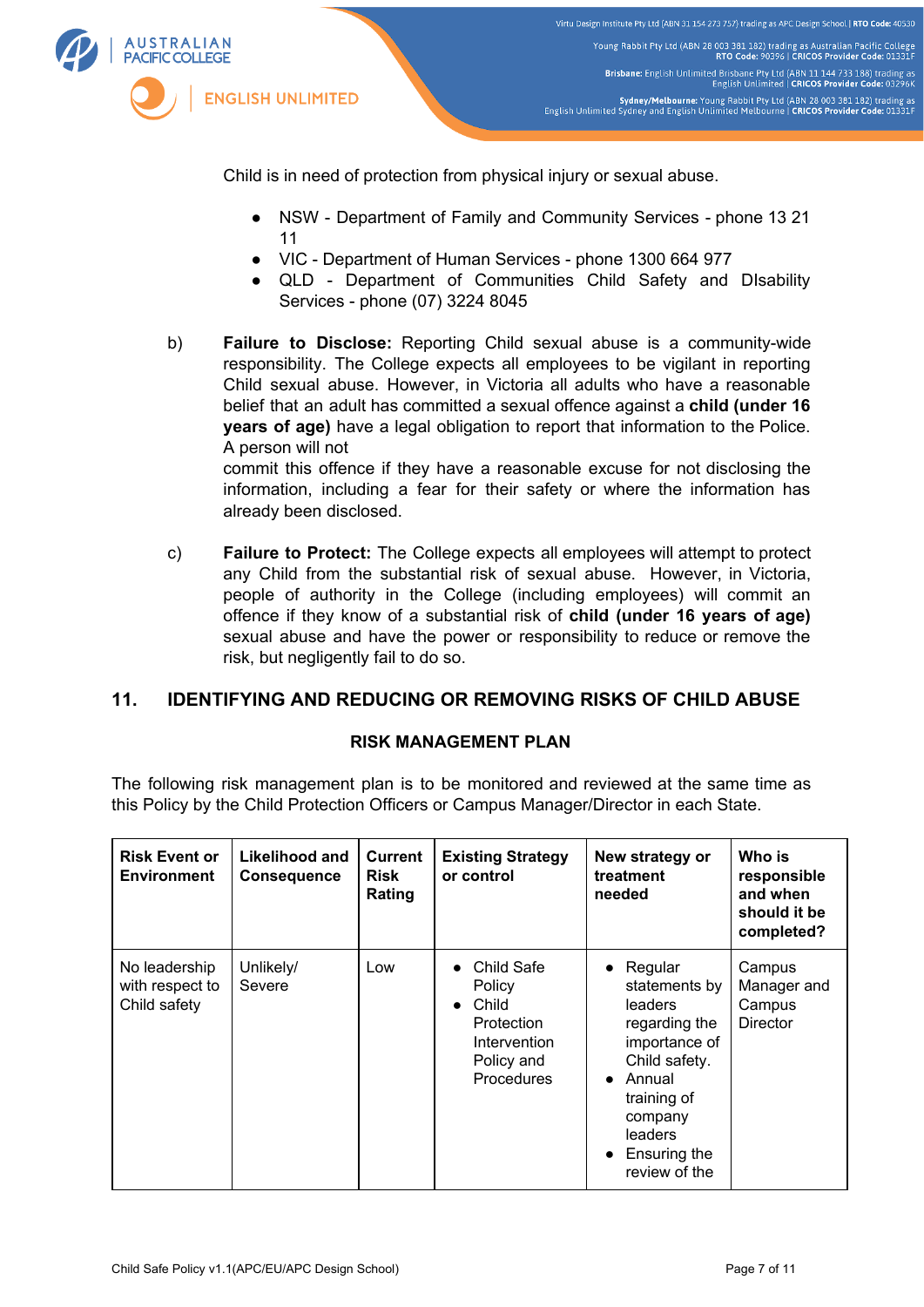Child is in need of protection from physical injury or sexual abuse.

- NSW - Department of Family and Community Services - phone 13 21 11
- VIC - Department of Human Services - phone 1300 664 977
- QLD - Department of Communities Child Safety and DIsability Services - phone (07) 3224 8045

b) **Failure to Disclose:** Reporting Child sexual abuse is a community-wide responsibility. The College expects all employees to be vigilant in reporting Child sexual abuse. However, in Victoria all adults who have a reasonable belief that an adult has committed a sexual offence against a **child (under 16 years of age)** have a legal obligation to report that information to the Police. A person will not commit this offence if they have a reasonable excuse for not disclosing the information, including a fear for their safety or where the information has already been disclosed.

c) **Failure to Protect:** The College expects all employees will attempt to protect any Child from the substantial risk of sexual abuse. However, in Victoria, people of authority in the College (including employees) will commit an offence if they know of a substantial risk of **child (under 16 years of age)** sexual abuse and have the power or responsibility to reduce or remove the risk, but negligently fail to do so.

## 11. IDENTIFYING AND REDUCING OR REMOVING RISKS OF CHILD ABUSE

### RISK MANAGEMENT PLAN

The following risk management plan is to be monitored and reviewed at the same time as this Policy by the Child Protection Officers or Campus Manager/Director in each State.

| Risk Event or Environment | Likelihood and Consequence | Current Risk Rating | Existing Strategy or control | New strategy or treatment needed | Who is responsible and when should it be completed? |
|---|---|---|---|---|---|
| No leadership with respect to Child safety | Unlikely/ Severe | Low | • Child Safe Policy<br>• Child Protection Intervention Policy and Procedures | • Regular statements by leaders regarding the importance of Child safety.<br>• Annual training of company leaders<br>• Ensuring the review of the | Campus Manager and Campus Director |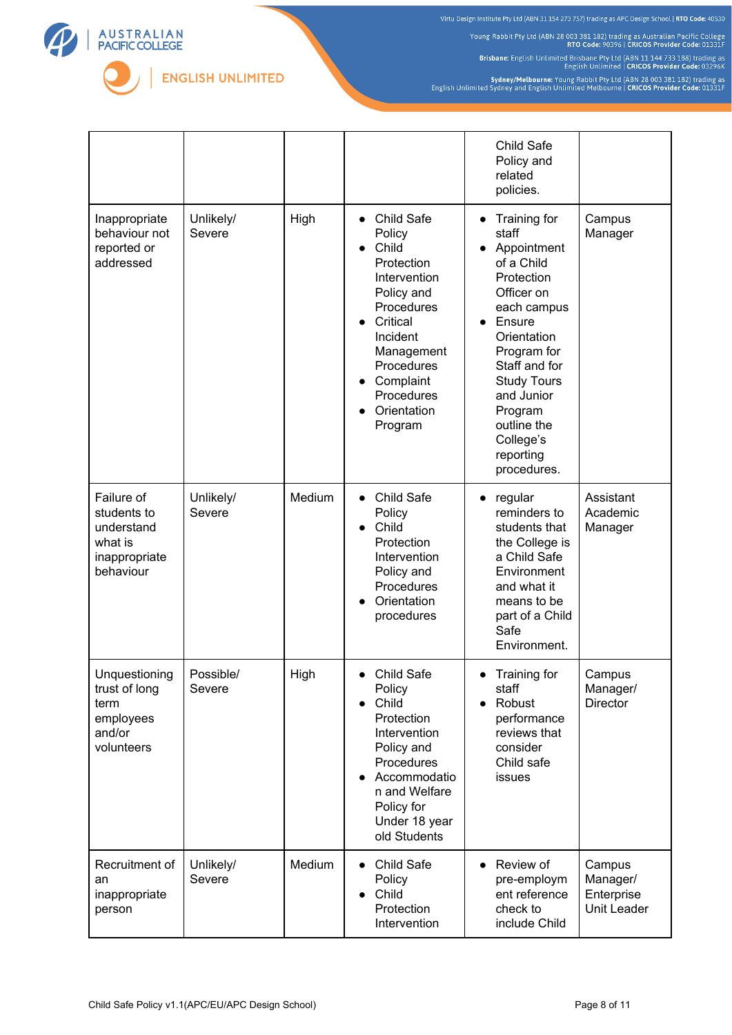| | | | | | |
|---|---|---|---|---|---|
| | | | | Child Safe Policy and related policies. | |
| Inappropriate behaviour not reported or addressed | Unlikely/ Severe | High | • Child Safe Policy<br>• Child Protection Intervention Policy and Procedures<br>• Critical Incident Management Procedures<br>• Complaint Procedures<br>• Orientation Program | • Training for staff<br>• Appointment of a Child Protection Officer on each campus<br>• Ensure Orientation Program for Staff and for Study Tours and Junior Program outline the College's reporting procedures. | Campus Manager |
| Failure of students to understand what is inappropriate behaviour | Unlikely/ Severe | Medium | • Child Safe Policy<br>• Child Protection Intervention Policy and Procedures<br>• Orientation procedures | • regular reminders to students that the College is a Child Safe Environment and what it means to be part of a Child Safe Environment. | Assistant Academic Manager |
| Unquestioning trust of long term employees and/or volunteers | Possible/ Severe | High | • Child Safe Policy<br>• Child Protection Intervention Policy and Procedures<br>• Accommodation and Welfare Policy for Under 18 year old Students | • Training for staff<br>• Robust performance reviews that consider Child safe issues | Campus Manager/ Director |
| Recruitment of an inappropriate person | Unlikely/ Severe | Medium | • Child Safe Policy<br>• Child Protection Intervention | • Review of pre-employment reference check to include Child | Campus Manager/ Enterprise Unit Leader |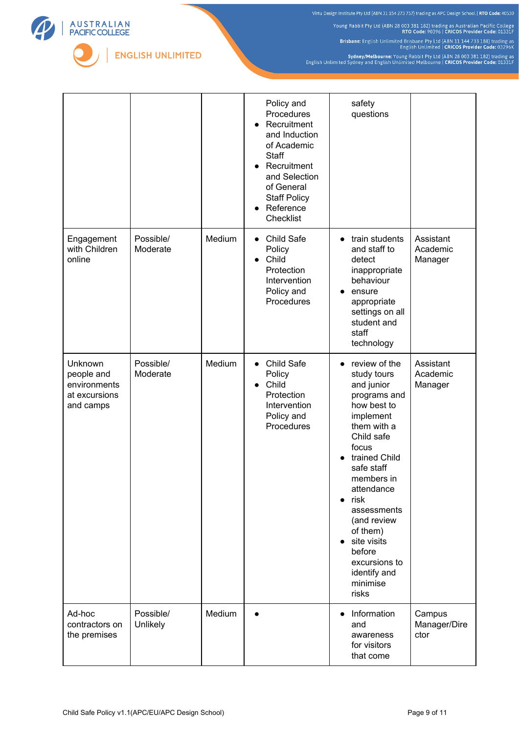| | | | | | |
|---|---|---|---|---|---|
| | | | Policy and Procedures<br>• Recruitment and Induction of Academic Staff<br>• Recruitment and Selection of General Staff Policy<br>• Reference Checklist | safety questions | |
| Engagement with Children online | Possible/ Moderate | Medium | • Child Safe Policy<br>• Child Protection Intervention Policy and Procedures | • train students and staff to detect inappropriate behaviour<br>• ensure appropriate settings on all student and staff technology | Assistant Academic Manager |
| Unknown people and environments at excursions and camps | Possible/ Moderate | Medium | • Child Safe Policy<br>• Child Protection Intervention Policy and Procedures | • review of the study tours and junior programs and how best to implement them with a Child safe focus<br>• trained Child safe staff members in attendance<br>• risk assessments (and review of them)<br>• site visits before excursions to identify and minimise risks | Assistant Academic Manager |
| Ad-hoc contractors on the premises | Possible/ Unlikely | Medium | • | • Information and awareness for visitors that come | Campus Manager/Director |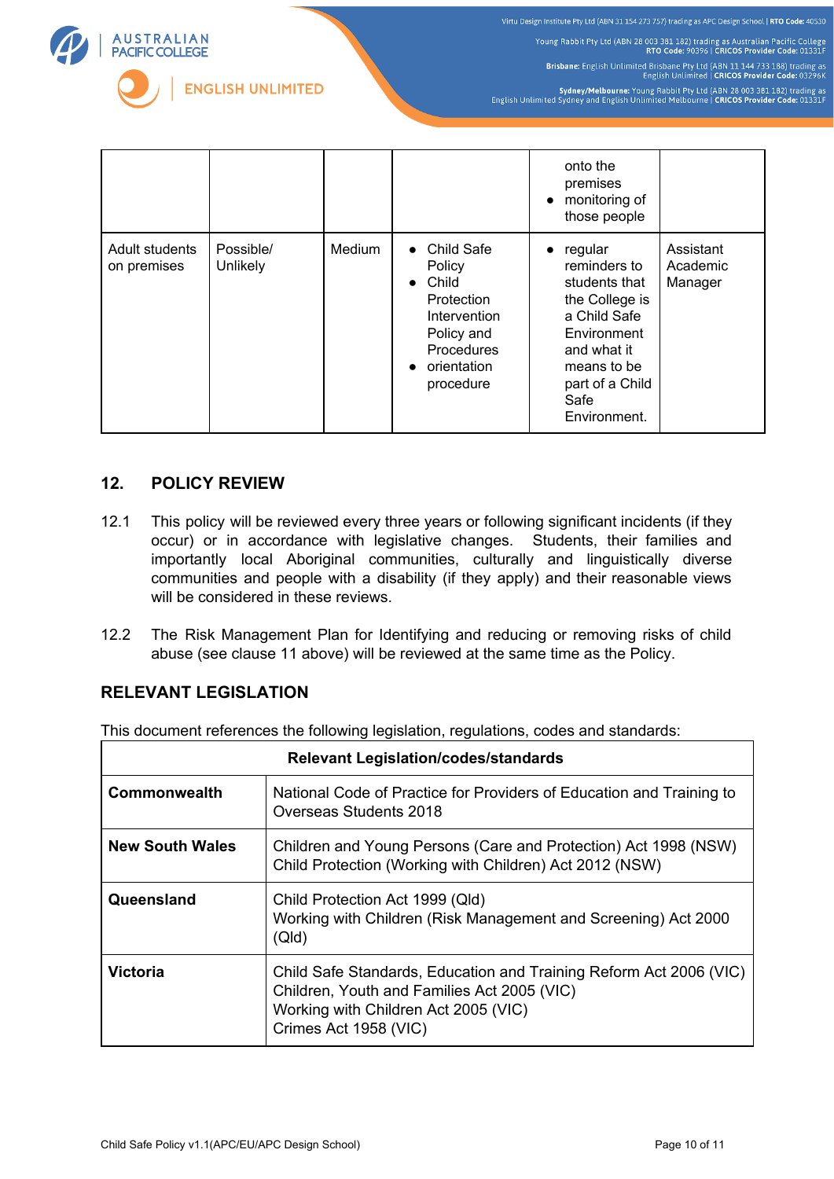|  |  |  |  |  |  |
|---|---|---|---|---|---|
|  |  |  |  | onto the premises<br>• monitoring of those people |  |
| Adult students on premises | Possible/ Unlikely | Medium | • Child Safe Policy<br>• Child Protection Intervention Policy and Procedures<br>• orientation procedure | • regular reminders to students that the College is a Child Safe Environment and what it means to be part of a Child Safe Environment. | Assistant Academic Manager |

## 12. POLICY REVIEW

12.1 This policy will be reviewed every three years or following significant incidents (if they occur) or in accordance with legislative changes. Students, their families and importantly local Aboriginal communities, culturally and linguistically diverse communities and people with a disability (if they apply) and their reasonable views will be considered in these reviews.

12.2 The Risk Management Plan for Identifying and reducing or removing risks of child abuse (see clause 11 above) will be reviewed at the same time as the Policy.

## RELEVANT LEGISLATION

This document references the following legislation, regulations, codes and standards:

| **Relevant Legislation/codes/standards** | |
|---|---|
| **Commonwealth** | National Code of Practice for Providers of Education and Training to Overseas Students 2018 |
| **New South Wales** | Children and Young Persons (Care and Protection) Act 1998 (NSW)<br>Child Protection (Working with Children) Act 2012 (NSW) |
| **Queensland** | Child Protection Act 1999 (Qld)<br>Working with Children (Risk Management and Screening) Act 2000 (Qld) |
| **Victoria** | Child Safe Standards, Education and Training Reform Act 2006 (VIC)<br>Children, Youth and Families Act 2005 (VIC)<br>Working with Children Act 2005 (VIC)<br>Crimes Act 1958 (VIC) |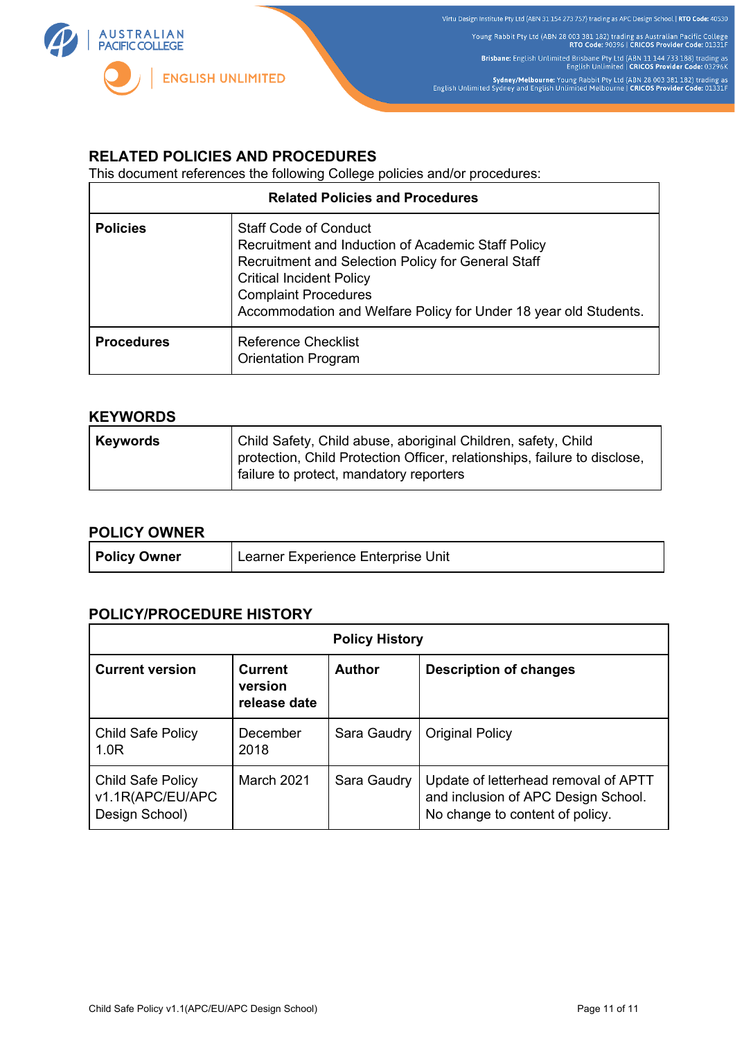## RELATED POLICIES AND PROCEDURES

This document references the following College policies and/or procedures:

| Related Policies and Procedures | |
|---|---|
| **Policies** | Staff Code of Conduct<br>Recruitment and Induction of Academic Staff Policy<br>Recruitment and Selection Policy for General Staff<br>Critical Incident Policy<br>Complaint Procedures<br>Accommodation and Welfare Policy for Under 18 year old Students. |
| **Procedures** | Reference Checklist<br>Orientation Program |

## KEYWORDS

| | |
|---|---|
| **Keywords** | Child Safety, Child abuse, aboriginal Children, safety, Child protection, Child Protection Officer, relationships, failure to disclose, failure to protect, mandatory reporters |

## POLICY OWNER

| | |
|---|---|
| **Policy Owner** | Learner Experience Enterprise Unit |

## POLICY/PROCEDURE HISTORY

| Policy History | | | |
|---|---|---|---|
| **Current version** | **Current version release date** | **Author** | **Description of changes** |
| Child Safe Policy 1.0R | December 2018 | Sara Gaudry | Original Policy |
| Child Safe Policy v1.1R(APC/EU/APC Design School) | March 2021 | Sara Gaudry | Update of letterhead removal of APTT and inclusion of APC Design School. No change to content of policy. |